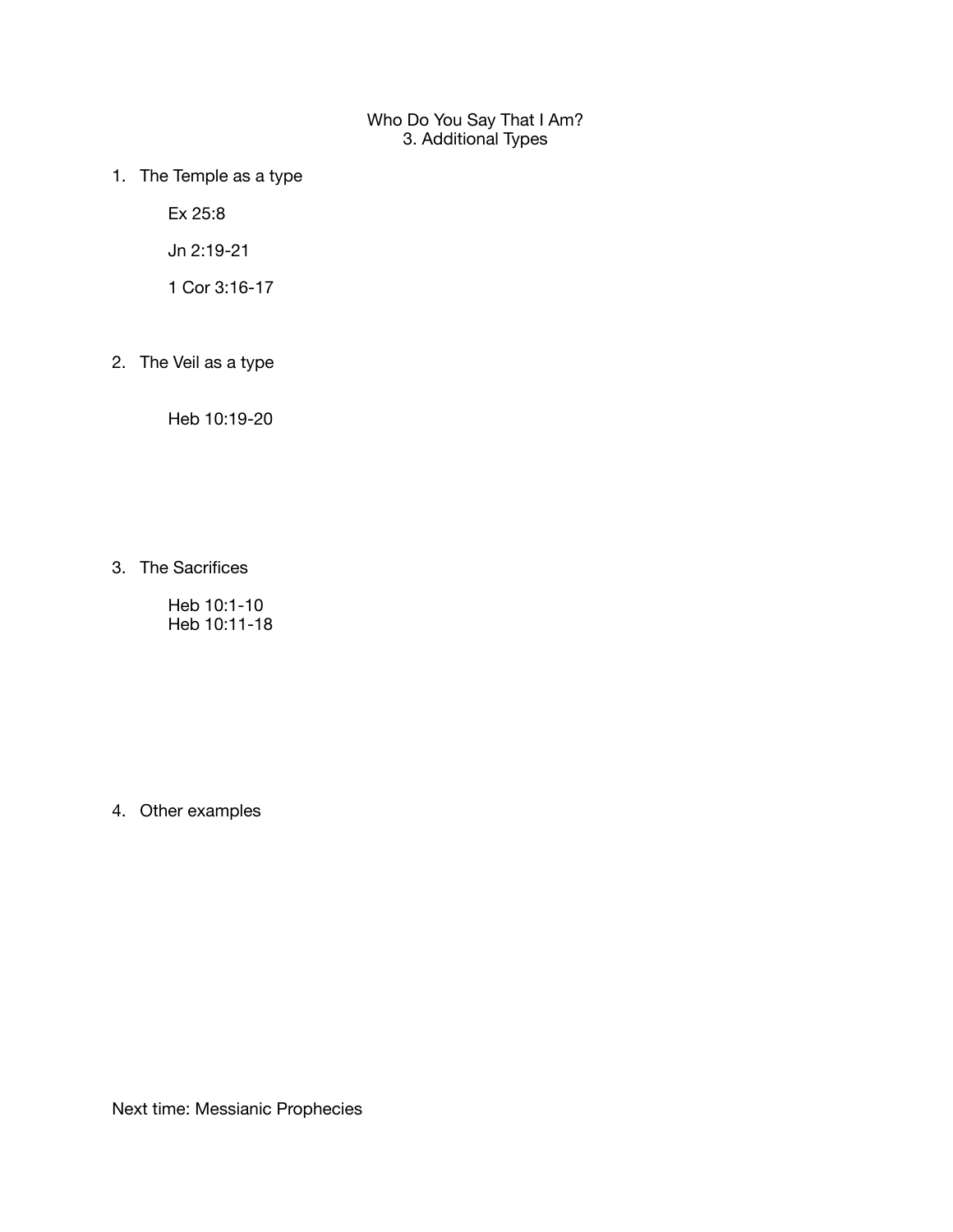# Who Do You Say That I Am?
## 3. Additional Types

1. The Temple as a type

   Ex 25:8

   Jn 2:19-21

   1 Cor 3:16-17

2. The Veil as a type

   Heb 10:19-20

3. The Sacrifices

   Heb 10:1-10
   Heb 10:11-18

4. Other examples

Next time: Messianic Prophecies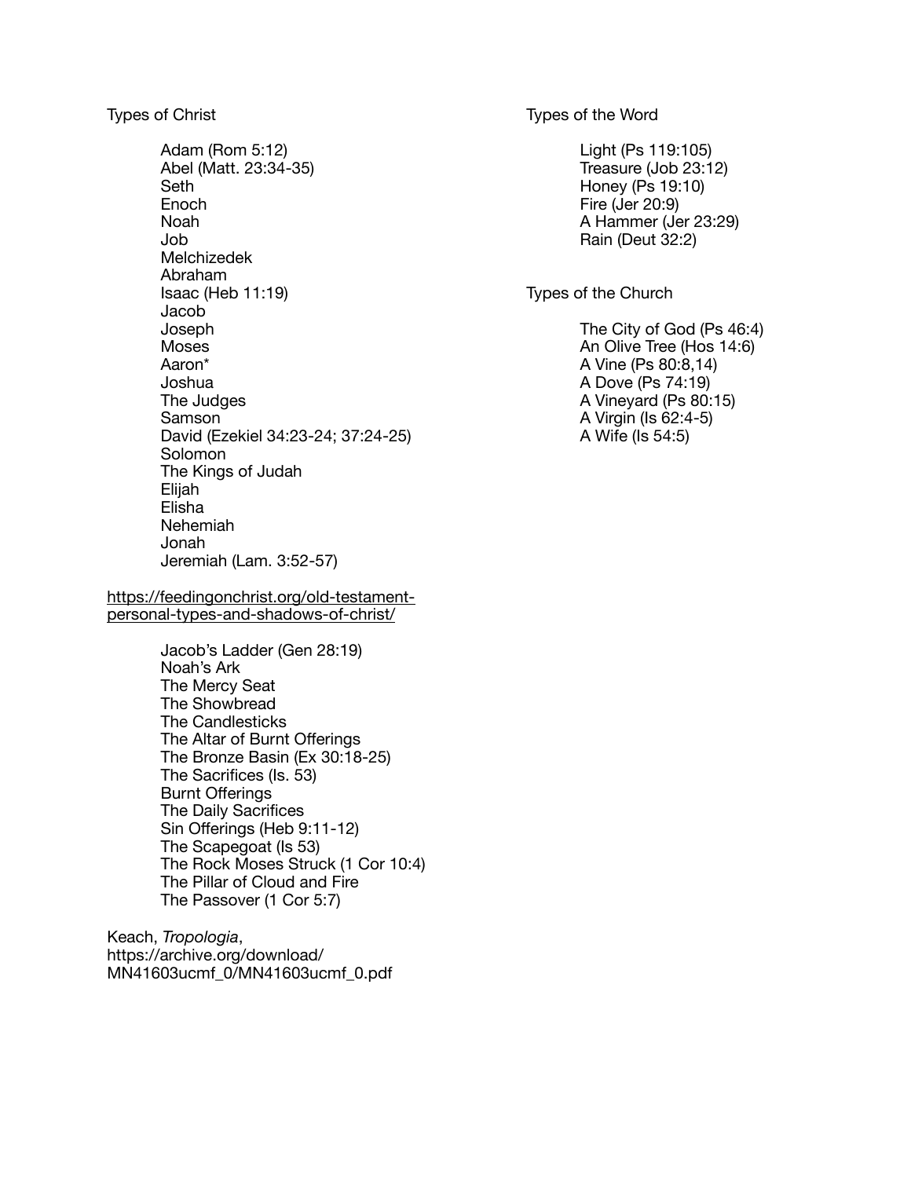Types of Christ

- Adam (Rom 5:12)
- Abel (Matt. 23:34-35)
- Seth
- Enoch
- Noah
- Job
- Melchizedek
- Abraham
- Isaac (Heb 11:19)
- Jacob
- Joseph
- Moses
- Aaron*
- Joshua
- The Judges
- Samson
- David (Ezekiel 34:23-24; 37:24-25)
- Solomon
- The Kings of Judah
- Elijah
- Elisha
- Nehemiah
- Jonah
- Jeremiah (Lam. 3:52-57)

https://feedingonchrist.org/old-testament-personal-types-and-shadows-of-christ/

- Jacob's Ladder (Gen 28:19)
- Noah's Ark
- The Mercy Seat
- The Showbread
- The Candlesticks
- The Altar of Burnt Offerings
- The Bronze Basin (Ex 30:18-25)
- The Sacrifices (Is. 53)
- Burnt Offerings
- The Daily Sacrifices
- Sin Offerings (Heb 9:11-12)
- The Scapegoat (Is 53)
- The Rock Moses Struck (1 Cor 10:4)
- The Pillar of Cloud and Fire
- The Passover (1 Cor 5:7)

Keach, *Tropologia*, https://archive.org/download/MN41603ucmf_0/MN41603ucmf_0.pdf

Types of the Word

- Light (Ps 119:105)
- Treasure (Job 23:12)
- Honey (Ps 19:10)
- Fire (Jer 20:9)
- A Hammer (Jer 23:29)
- Rain (Deut 32:2)

Types of the Church

- The City of God (Ps 46:4)
- An Olive Tree (Hos 14:6)
- A Vine (Ps 80:8,14)
- A Dove (Ps 74:19)
- A Vineyard (Ps 80:15)
- A Virgin (Is 62:4-5)
- A Wife (Is 54:5)